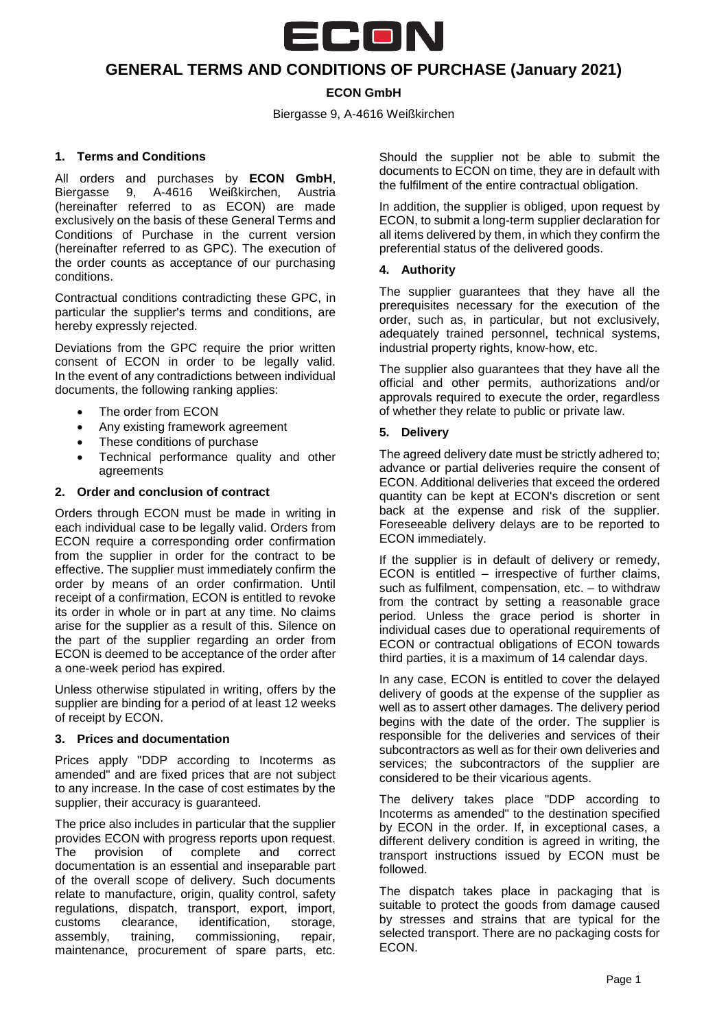# GENERAL TERMS AND CONDITIONS OF PURCHASE (January 2021)

**ECON GmbH**

Biergasse 9, A-4616 Weißkirchen

## 1. Terms and Conditions

All orders and purchases by **ECON GmbH**, Biergasse 9, A-4616 Weißkirchen, Austria (hereinafter referred to as ECON) are made exclusively on the basis of these General Terms and Conditions of Purchase in the current version (hereinafter referred to as GPC). The execution of the order counts as acceptance of our purchasing conditions.

Contractual conditions contradicting these GPC, in particular the supplier's terms and conditions, are hereby expressly rejected.

Deviations from the GPC require the prior written consent of ECON in order to be legally valid. In the event of any contradictions between individual documents, the following ranking applies:

- The order from ECON
- Any existing framework agreement
- These conditions of purchase
- Technical performance quality and other agreements

## 2. Order and conclusion of contract

Orders through ECON must be made in writing in each individual case to be legally valid. Orders from ECON require a corresponding order confirmation from the supplier in order for the contract to be effective. The supplier must immediately confirm the order by means of an order confirmation. Until receipt of a confirmation, ECON is entitled to revoke its order in whole or in part at any time. No claims arise for the supplier as a result of this. Silence on the part of the supplier regarding an order from ECON is deemed to be acceptance of the order after a one-week period has expired.

Unless otherwise stipulated in writing, offers by the supplier are binding for a period of at least 12 weeks of receipt by ECON.

## 3. Prices and documentation

Prices apply "DDP according to Incoterms as amended" and are fixed prices that are not subject to any increase. In the case of cost estimates by the supplier, their accuracy is guaranteed.

The price also includes in particular that the supplier provides ECON with progress reports upon request. The provision of complete and correct documentation is an essential and inseparable part of the overall scope of delivery. Such documents relate to manufacture, origin, quality control, safety regulations, dispatch, transport, export, import, customs clearance, identification, storage, assembly, training, commissioning, repair, maintenance, procurement of spare parts, etc. Should the supplier not be able to submit the documents to ECON on time, they are in default with the fulfilment of the entire contractual obligation.

In addition, the supplier is obliged, upon request by ECON, to submit a long-term supplier declaration for all items delivered by them, in which they confirm the preferential status of the delivered goods.

## 4. Authority

The supplier guarantees that they have all the prerequisites necessary for the execution of the order, such as, in particular, but not exclusively, adequately trained personnel, technical systems, industrial property rights, know-how, etc.

The supplier also guarantees that they have all the official and other permits, authorizations and/or approvals required to execute the order, regardless of whether they relate to public or private law.

## 5. Delivery

The agreed delivery date must be strictly adhered to; advance or partial deliveries require the consent of ECON. Additional deliveries that exceed the ordered quantity can be kept at ECON's discretion or sent back at the expense and risk of the supplier. Foreseeable delivery delays are to be reported to ECON immediately.

If the supplier is in default of delivery or remedy, ECON is entitled – irrespective of further claims, such as fulfilment, compensation, etc. – to withdraw from the contract by setting a reasonable grace period. Unless the grace period is shorter in individual cases due to operational requirements of ECON or contractual obligations of ECON towards third parties, it is a maximum of 14 calendar days.

In any case, ECON is entitled to cover the delayed delivery of goods at the expense of the supplier as well as to assert other damages. The delivery period begins with the date of the order. The supplier is responsible for the deliveries and services of their subcontractors as well as for their own deliveries and services; the subcontractors of the supplier are considered to be their vicarious agents.

The delivery takes place "DDP according to Incoterms as amended" to the destination specified by ECON in the order. If, in exceptional cases, a different delivery condition is agreed in writing, the transport instructions issued by ECON must be followed.

The dispatch takes place in packaging that is suitable to protect the goods from damage caused by stresses and strains that are typical for the selected transport. There are no packaging costs for ECON.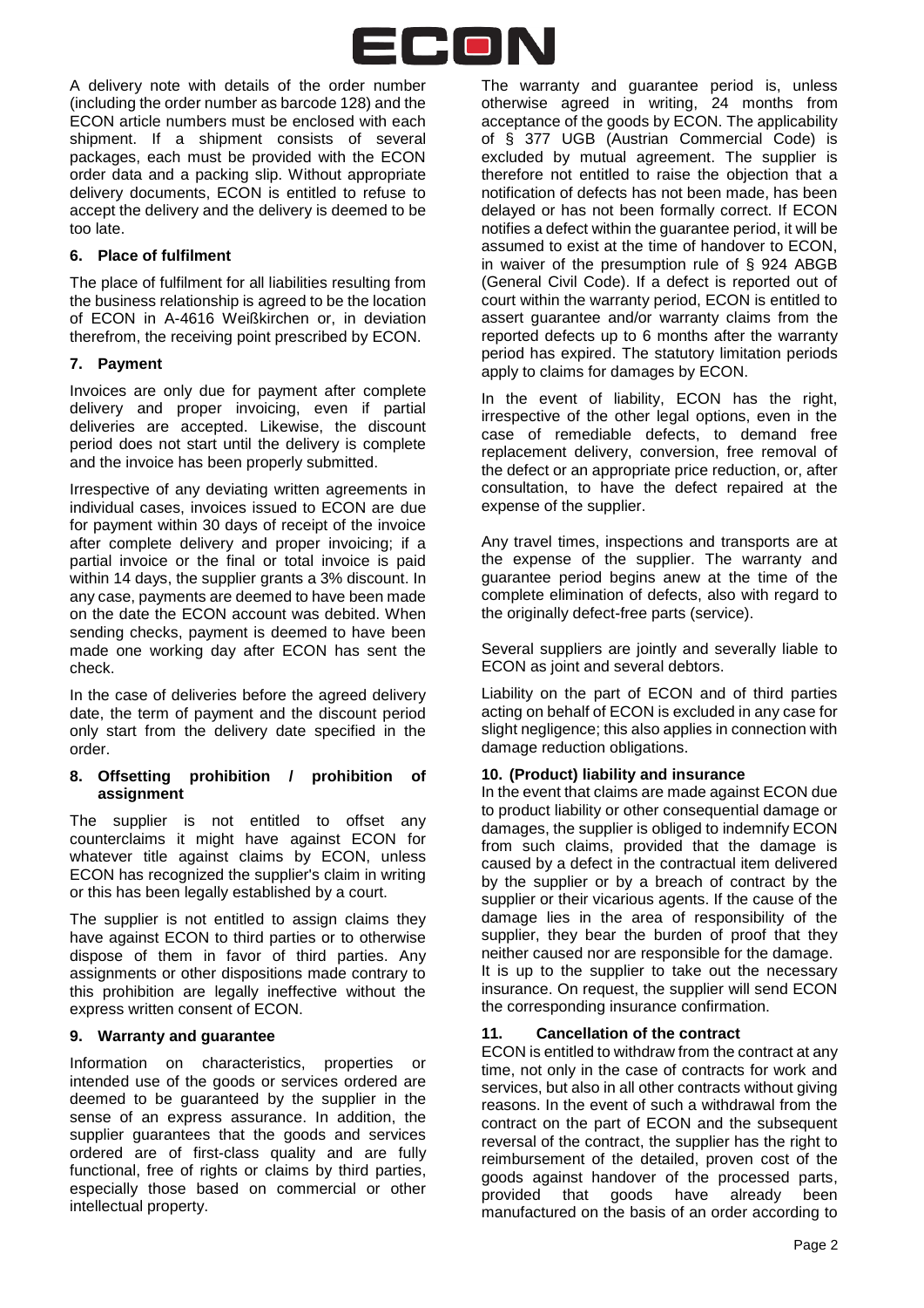A delivery note with details of the order number (including the order number as barcode 128) and the ECON article numbers must be enclosed with each shipment. If a shipment consists of several packages, each must be provided with the ECON order data and a packing slip. Without appropriate delivery documents, ECON is entitled to refuse to accept the delivery and the delivery is deemed to be too late.

### 6. Place of fulfilment

The place of fulfilment for all liabilities resulting from the business relationship is agreed to be the location of ECON in A-4616 Weißkirchen or, in deviation therefrom, the receiving point prescribed by ECON.

### 7. Payment

Invoices are only due for payment after complete delivery and proper invoicing, even if partial deliveries are accepted. Likewise, the discount period does not start until the delivery is complete and the invoice has been properly submitted.

Irrespective of any deviating written agreements in individual cases, invoices issued to ECON are due for payment within 30 days of receipt of the invoice after complete delivery and proper invoicing; if a partial invoice or the final or total invoice is paid within 14 days, the supplier grants a 3% discount. In any case, payments are deemed to have been made on the date the ECON account was debited. When sending checks, payment is deemed to have been made one working day after ECON has sent the check.

In the case of deliveries before the agreed delivery date, the term of payment and the discount period only start from the delivery date specified in the order.

### 8. Offsetting prohibition / prohibition of assignment

The supplier is not entitled to offset any counterclaims it might have against ECON for whatever title against claims by ECON, unless ECON has recognized the supplier's claim in writing or this has been legally established by a court.

The supplier is not entitled to assign claims they have against ECON to third parties or to otherwise dispose of them in favor of third parties. Any assignments or other dispositions made contrary to this prohibition are legally ineffective without the express written consent of ECON.

### 9. Warranty and guarantee

Information on characteristics, properties or intended use of the goods or services ordered are deemed to be guaranteed by the supplier in the sense of an express assurance. In addition, the supplier guarantees that the goods and services ordered are of first-class quality and are fully functional, free of rights or claims by third parties, especially those based on commercial or other intellectual property.

The warranty and guarantee period is, unless otherwise agreed in writing, 24 months from acceptance of the goods by ECON. The applicability of § 377 UGB (Austrian Commercial Code) is excluded by mutual agreement. The supplier is therefore not entitled to raise the objection that a notification of defects has not been made, has been delayed or has not been formally correct. If ECON notifies a defect within the guarantee period, it will be assumed to exist at the time of handover to ECON, in waiver of the presumption rule of § 924 ABGB (General Civil Code). If a defect is reported out of court within the warranty period, ECON is entitled to assert guarantee and/or warranty claims from the reported defects up to 6 months after the warranty period has expired. The statutory limitation periods apply to claims for damages by ECON.

In the event of liability, ECON has the right, irrespective of the other legal options, even in the case of remediable defects, to demand free replacement delivery, conversion, free removal of the defect or an appropriate price reduction, or, after consultation, to have the defect repaired at the expense of the supplier.

Any travel times, inspections and transports are at the expense of the supplier. The warranty and guarantee period begins anew at the time of the complete elimination of defects, also with regard to the originally defect-free parts (service).

Several suppliers are jointly and severally liable to ECON as joint and several debtors.

Liability on the part of ECON and of third parties acting on behalf of ECON is excluded in any case for slight negligence; this also applies in connection with damage reduction obligations.

### 10. (Product) liability and insurance

In the event that claims are made against ECON due to product liability or other consequential damage or damages, the supplier is obliged to indemnify ECON from such claims, provided that the damage is caused by a defect in the contractual item delivered by the supplier or by a breach of contract by the supplier or their vicarious agents. If the cause of the damage lies in the area of responsibility of the supplier, they bear the burden of proof that they neither caused nor are responsible for the damage.
It is up to the supplier to take out the necessary insurance. On request, the supplier will send ECON the corresponding insurance confirmation.

### 11. Cancellation of the contract

ECON is entitled to withdraw from the contract at any time, not only in the case of contracts for work and services, but also in all other contracts without giving reasons. In the event of such a withdrawal from the contract on the part of ECON and the subsequent reversal of the contract, the supplier has the right to reimbursement of the detailed, proven cost of the goods against handover of the processed parts, provided that goods have already been manufactured on the basis of an order according to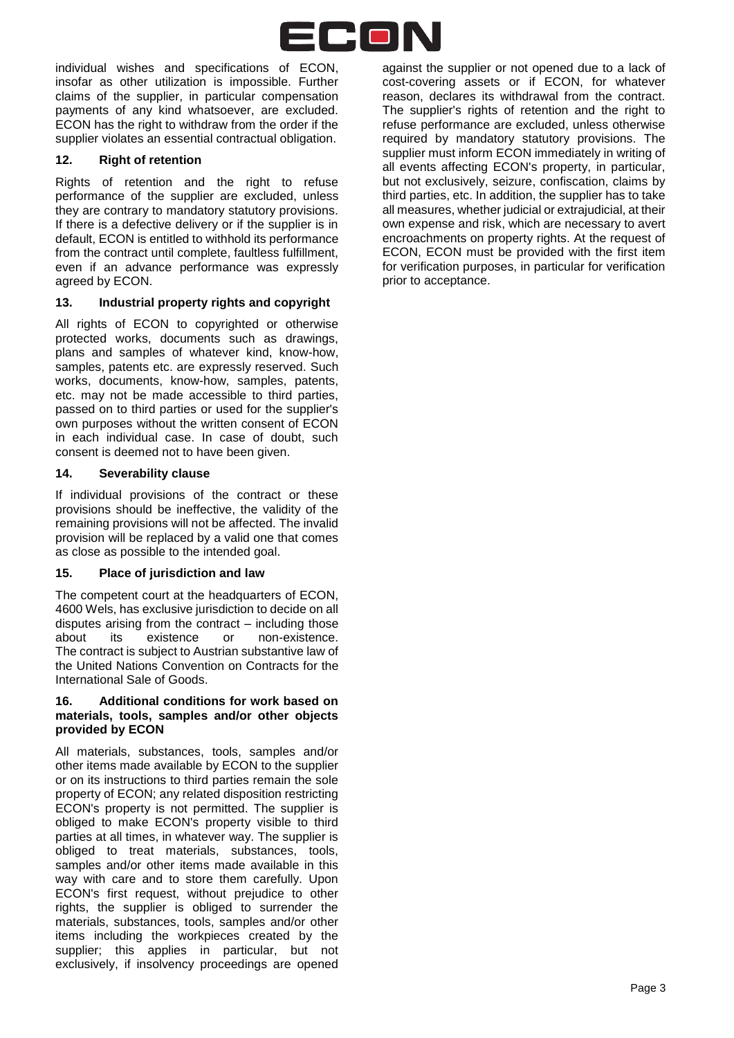individual wishes and specifications of ECON, insofar as other utilization is impossible. Further claims of the supplier, in particular compensation payments of any kind whatsoever, are excluded. ECON has the right to withdraw from the order if the supplier violates an essential contractual obligation.

### 12. Right of retention

Rights of retention and the right to refuse performance of the supplier are excluded, unless they are contrary to mandatory statutory provisions. If there is a defective delivery or if the supplier is in default, ECON is entitled to withhold its performance from the contract until complete, faultless fulfillment, even if an advance performance was expressly agreed by ECON.

### 13. Industrial property rights and copyright

All rights of ECON to copyrighted or otherwise protected works, documents such as drawings, plans and samples of whatever kind, know-how, samples, patents etc. are expressly reserved. Such works, documents, know-how, samples, patents, etc. may not be made accessible to third parties, passed on to third parties or used for the supplier's own purposes without the written consent of ECON in each individual case. In case of doubt, such consent is deemed not to have been given.

### 14. Severability clause

If individual provisions of the contract or these provisions should be ineffective, the validity of the remaining provisions will not be affected. The invalid provision will be replaced by a valid one that comes as close as possible to the intended goal.

### 15. Place of jurisdiction and law

The competent court at the headquarters of ECON, 4600 Wels, has exclusive jurisdiction to decide on all disputes arising from the contract – including those about its existence or non-existence. The contract is subject to Austrian substantive law of the United Nations Convention on Contracts for the International Sale of Goods.

### 16. Additional conditions for work based on materials, tools, samples and/or other objects provided by ECON

All materials, substances, tools, samples and/or other items made available by ECON to the supplier or on its instructions to third parties remain the sole property of ECON; any related disposition restricting ECON's property is not permitted. The supplier is obliged to make ECON's property visible to third parties at all times, in whatever way. The supplier is obliged to treat materials, substances, tools, samples and/or other items made available in this way with care and to store them carefully. Upon ECON's first request, without prejudice to other rights, the supplier is obliged to surrender the materials, substances, tools, samples and/or other items including the workpieces created by the supplier; this applies in particular, but not exclusively, if insolvency proceedings are opened against the supplier or not opened due to a lack of cost-covering assets or if ECON, for whatever reason, declares its withdrawal from the contract. The supplier's rights of retention and the right to refuse performance are excluded, unless otherwise required by mandatory statutory provisions. The supplier must inform ECON immediately in writing of all events affecting ECON's property, in particular, but not exclusively, seizure, confiscation, claims by third parties, etc. In addition, the supplier has to take all measures, whether judicial or extrajudicial, at their own expense and risk, which are necessary to avert encroachments on property rights. At the request of ECON, ECON must be provided with the first item for verification purposes, in particular for verification prior to acceptance.